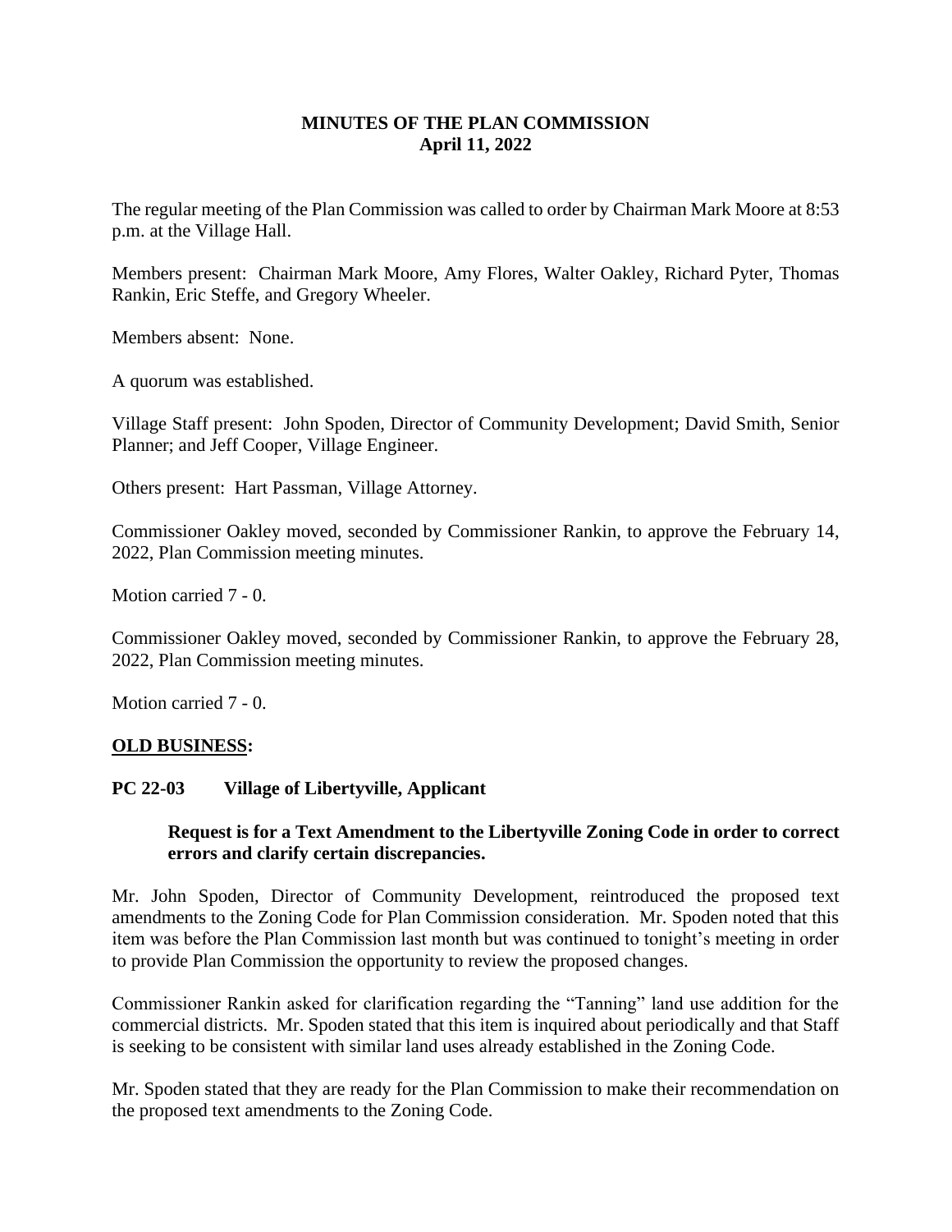# MINUTES OF THE PLAN COMMISSION
## April 11, 2022

The regular meeting of the Plan Commission was called to order by Chairman Mark Moore at 8:53 p.m. at the Village Hall.

Members present: Chairman Mark Moore, Amy Flores, Walter Oakley, Richard Pyter, Thomas Rankin, Eric Steffe, and Gregory Wheeler.

Members absent: None.

A quorum was established.

Village Staff present: John Spoden, Director of Community Development; David Smith, Senior Planner; and Jeff Cooper, Village Engineer.

Others present: Hart Passman, Village Attorney.

Commissioner Oakley moved, seconded by Commissioner Rankin, to approve the February 14, 2022, Plan Commission meeting minutes.

Motion carried 7 - 0.

Commissioner Oakley moved, seconded by Commissioner Rankin, to approve the February 28, 2022, Plan Commission meeting minutes.

Motion carried 7 - 0.

**OLD BUSINESS:**

**PC 22-03 Village of Libertyville, Applicant**

**Request is for a Text Amendment to the Libertyville Zoning Code in order to correct errors and clarify certain discrepancies.**

Mr. John Spoden, Director of Community Development, reintroduced the proposed text amendments to the Zoning Code for Plan Commission consideration. Mr. Spoden noted that this item was before the Plan Commission last month but was continued to tonight's meeting in order to provide Plan Commission the opportunity to review the proposed changes.

Commissioner Rankin asked for clarification regarding the "Tanning" land use addition for the commercial districts. Mr. Spoden stated that this item is inquired about periodically and that Staff is seeking to be consistent with similar land uses already established in the Zoning Code.

Mr. Spoden stated that they are ready for the Plan Commission to make their recommendation on the proposed text amendments to the Zoning Code.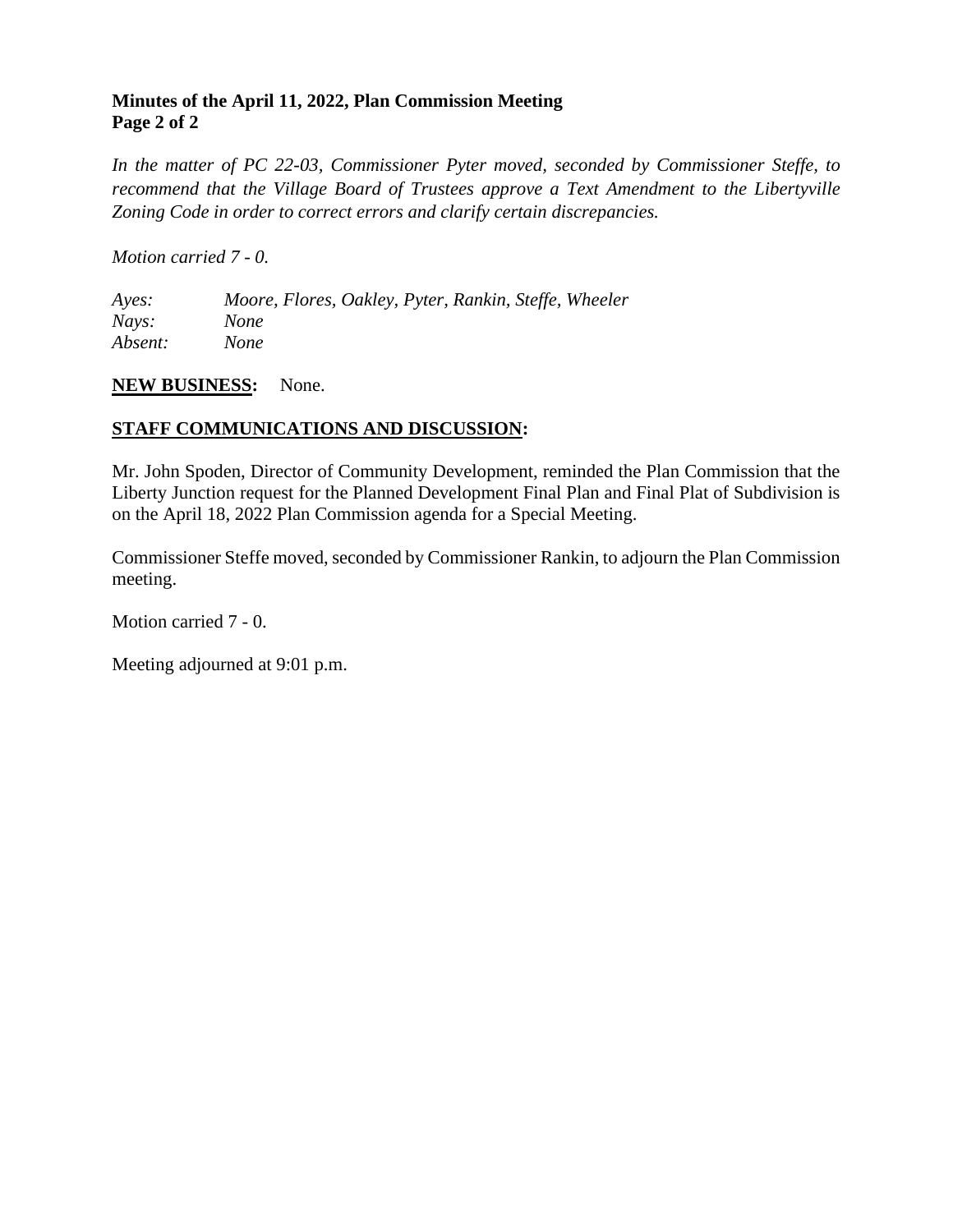*In the matter of PC 22-03, Commissioner Pyter moved, seconded by Commissioner Steffe, to recommend that the Village Board of Trustees approve a Text Amendment to the Libertyville Zoning Code in order to correct errors and clarify certain discrepancies.*

*Motion carried 7 - 0.*

*Ayes:* *Moore, Flores, Oakley, Pyter, Rankin, Steffe, Wheeler*
*Nays:* *None*
*Absent:* *None*

**NEW BUSINESS:** None.

**STAFF COMMUNICATIONS AND DISCUSSION:**

Mr. John Spoden, Director of Community Development, reminded the Plan Commission that the Liberty Junction request for the Planned Development Final Plan and Final Plat of Subdivision is on the April 18, 2022 Plan Commission agenda for a Special Meeting.

Commissioner Steffe moved, seconded by Commissioner Rankin, to adjourn the Plan Commission meeting.

Motion carried 7 - 0.

Meeting adjourned at 9:01 p.m.